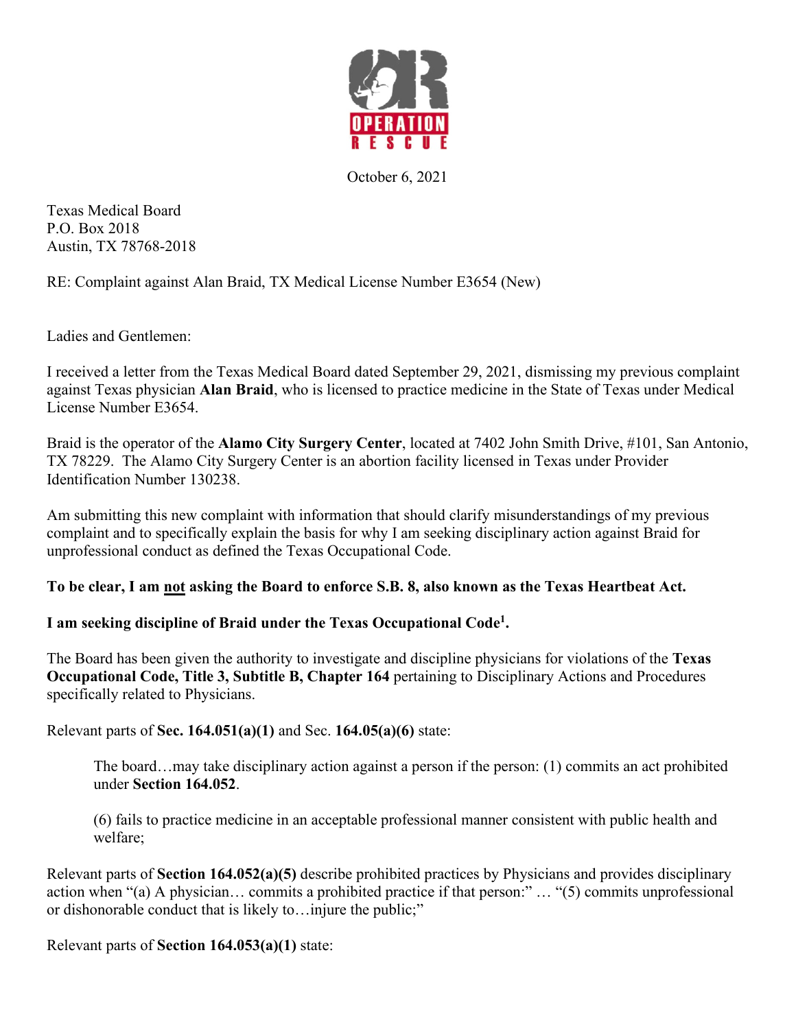October 6, 2021

Texas Medical Board
P.O. Box 2018
Austin, TX 78768-2018

RE: Complaint against Alan Braid, TX Medical License Number E3654 (New)

Ladies and Gentlemen:

I received a letter from the Texas Medical Board dated September 29, 2021, dismissing my previous complaint against Texas physician **Alan Braid**, who is licensed to practice medicine in the State of Texas under Medical License Number E3654.

Braid is the operator of the **Alamo City Surgery Center**, located at 7402 John Smith Drive, #101, San Antonio, TX 78229. The Alamo City Surgery Center is an abortion facility licensed in Texas under Provider Identification Number 130238.

Am submitting this new complaint with information that should clarify misunderstandings of my previous complaint and to specifically explain the basis for why I am seeking disciplinary action against Braid for unprofessional conduct as defined the Texas Occupational Code.

**To be clear, I am <u>not</u> asking the Board to enforce S.B. 8, also known as the Texas Heartbeat Act.**

**I am seeking discipline of Braid under the Texas Occupational Code[1].**

The Board has been given the authority to investigate and discipline physicians for violations of the **Texas Occupational Code, Title 3, Subtitle B, Chapter 164** pertaining to Disciplinary Actions and Procedures specifically related to Physicians.

Relevant parts of **Sec. 164.051(a)(1)** and Sec. **164.05(a)(6)** state:

> The board…may take disciplinary action against a person if the person: (1) commits an act prohibited under **Section 164.052**.
>
> (6) fails to practice medicine in an acceptable professional manner consistent with public health and welfare;

Relevant parts of **Section 164.052(a)(5)** describe prohibited practices by Physicians and provides disciplinary action when "(a) A physician… commits a prohibited practice if that person:" … "(5) commits unprofessional or dishonorable conduct that is likely to…injure the public;"

Relevant parts of **Section 164.053(a)(1)** state: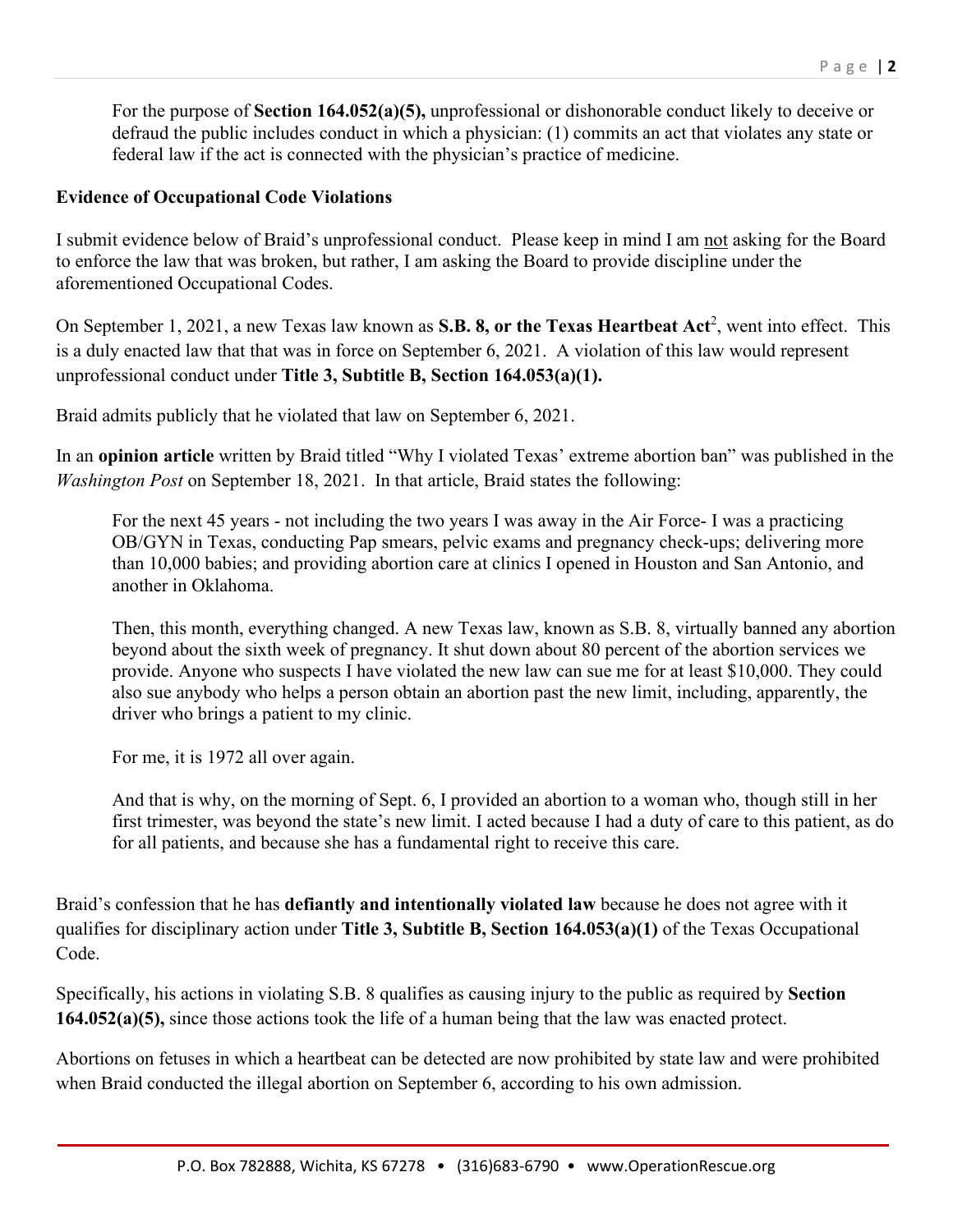For the purpose of **Section 164.052(a)(5),** unprofessional or dishonorable conduct likely to deceive or defraud the public includes conduct in which a physician: (1) commits an act that violates any state or federal law if the act is connected with the physician's practice of medicine.

**Evidence of Occupational Code Violations**

I submit evidence below of Braid's unprofessional conduct. Please keep in mind I am not asking for the Board to enforce the law that was broken, but rather, I am asking the Board to provide discipline under the aforementioned Occupational Codes.

On September 1, 2021, a new Texas law known as **S.B. 8, or the Texas Heartbeat Act**[2], went into effect. This is a duly enacted law that that was in force on September 6, 2021. A violation of this law would represent unprofessional conduct under **Title 3, Subtitle B, Section 164.053(a)(1).**

Braid admits publicly that he violated that law on September 6, 2021.

In an **opinion article** written by Braid titled "Why I violated Texas' extreme abortion ban" was published in the *Washington Post* on September 18, 2021. In that article, Braid states the following:

> For the next 45 years - not including the two years I was away in the Air Force- I was a practicing OB/GYN in Texas, conducting Pap smears, pelvic exams and pregnancy check-ups; delivering more than 10,000 babies; and providing abortion care at clinics I opened in Houston and San Antonio, and another in Oklahoma.
>
> Then, this month, everything changed. A new Texas law, known as S.B. 8, virtually banned any abortion beyond about the sixth week of pregnancy. It shut down about 80 percent of the abortion services we provide. Anyone who suspects I have violated the new law can sue me for at least $10,000. They could also sue anybody who helps a person obtain an abortion past the new limit, including, apparently, the driver who brings a patient to my clinic.
>
> For me, it is 1972 all over again.
>
> And that is why, on the morning of Sept. 6, I provided an abortion to a woman who, though still in her first trimester, was beyond the state's new limit. I acted because I had a duty of care to this patient, as do for all patients, and because she has a fundamental right to receive this care.

Braid's confession that he has **defiantly and intentionally violated law** because he does not agree with it qualifies for disciplinary action under **Title 3, Subtitle B, Section 164.053(a)(1)** of the Texas Occupational Code.

Specifically, his actions in violating S.B. 8 qualifies as causing injury to the public as required by **Section 164.052(a)(5),** since those actions took the life of a human being that the law was enacted protect.

Abortions on fetuses in which a heartbeat can be detected are now prohibited by state law and were prohibited when Braid conducted the illegal abortion on September 6, according to his own admission.

P.O. Box 782888, Wichita, KS 67278 • (316)683-6790 • www.OperationRescue.org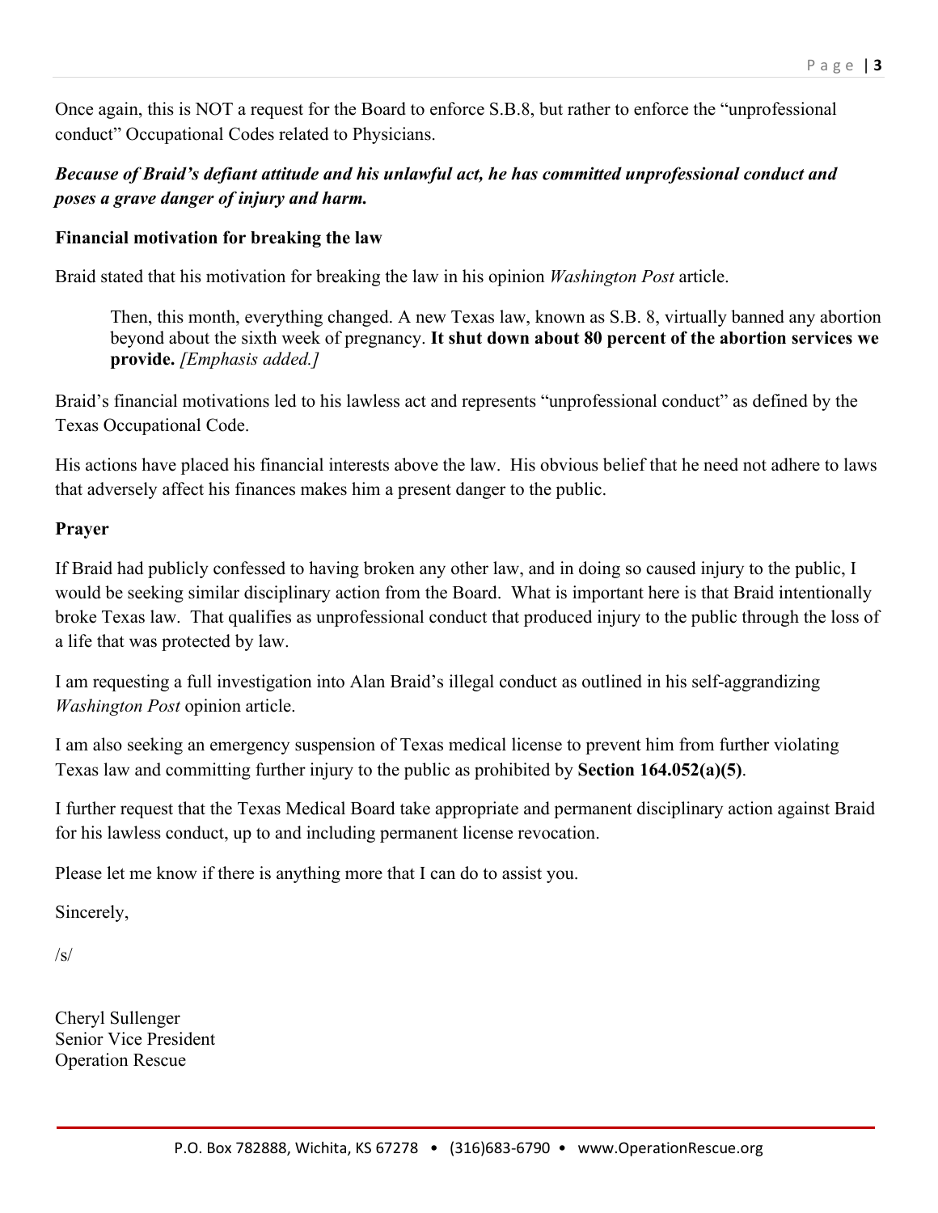Once again, this is NOT a request for the Board to enforce S.B.8, but rather to enforce the "unprofessional conduct" Occupational Codes related to Physicians.

***Because of Braid's defiant attitude and his unlawful act, he has committed unprofessional conduct and poses a grave danger of injury and harm.***

**Financial motivation for breaking the law**

Braid stated that his motivation for breaking the law in his opinion *Washington Post* article.

> Then, this month, everything changed. A new Texas law, known as S.B. 8, virtually banned any abortion beyond about the sixth week of pregnancy. **It shut down about 80 percent of the abortion services we provide.** *[Emphasis added.]*

Braid's financial motivations led to his lawless act and represents "unprofessional conduct" as defined by the Texas Occupational Code.

His actions have placed his financial interests above the law. His obvious belief that he need not adhere to laws that adversely affect his finances makes him a present danger to the public.

**Prayer**

If Braid had publicly confessed to having broken any other law, and in doing so caused injury to the public, I would be seeking similar disciplinary action from the Board. What is important here is that Braid intentionally broke Texas law. That qualifies as unprofessional conduct that produced injury to the public through the loss of a life that was protected by law.

I am requesting a full investigation into Alan Braid's illegal conduct as outlined in his self-aggrandizing *Washington Post* opinion article.

I am also seeking an emergency suspension of Texas medical license to prevent him from further violating Texas law and committing further injury to the public as prohibited by **Section 164.052(a)(5)**.

I further request that the Texas Medical Board take appropriate and permanent disciplinary action against Braid for his lawless conduct, up to and including permanent license revocation.

Please let me know if there is anything more that I can do to assist you.

Sincerely,

/s/

Cheryl Sullenger
Senior Vice President
Operation Rescue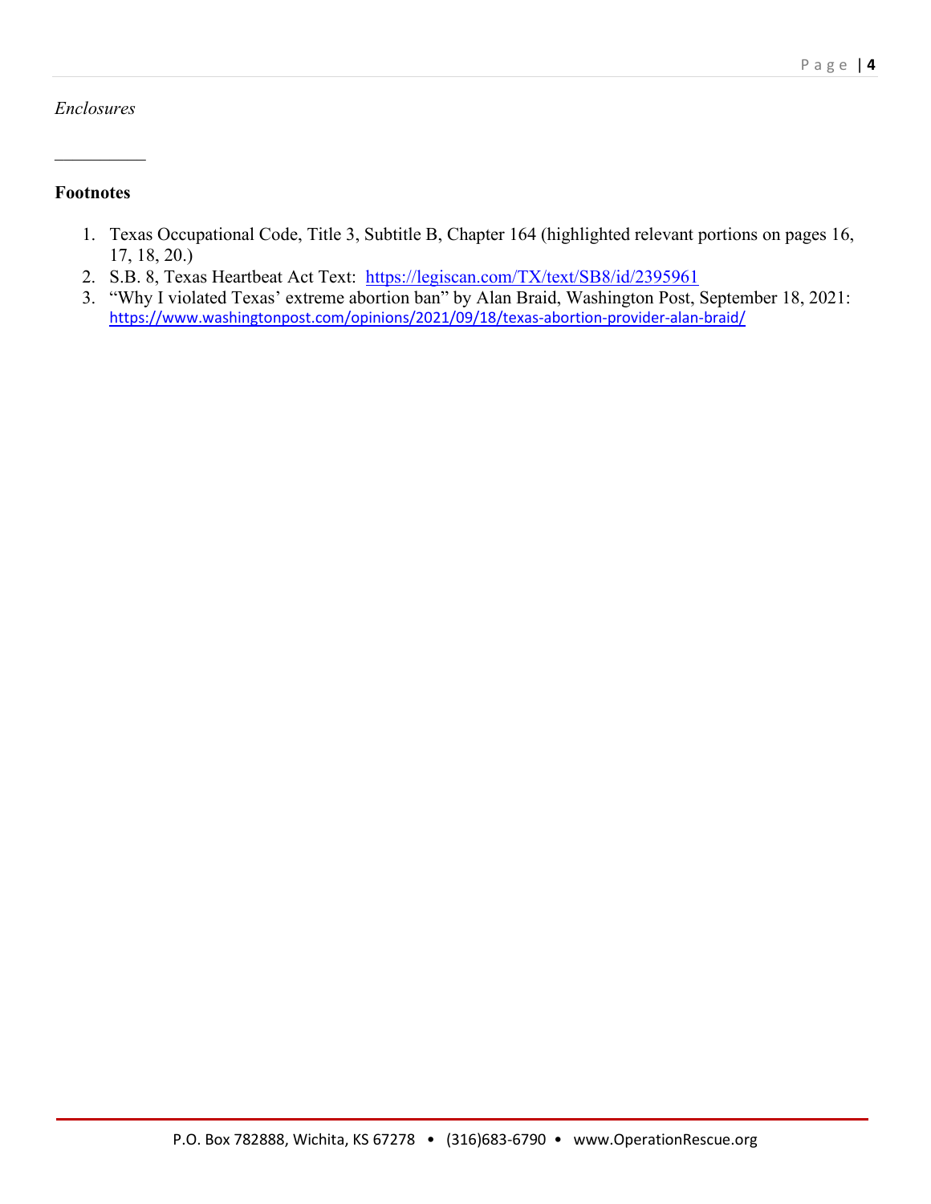*Enclosures*

---

**Footnotes**

1. Texas Occupational Code, Title 3, Subtitle B, Chapter 164 (highlighted relevant portions on pages 16, 17, 18, 20.)
2. S.B. 8, Texas Heartbeat Act Text: https://legiscan.com/TX/text/SB8/id/2395961
3. "Why I violated Texas' extreme abortion ban" by Alan Braid, Washington Post, September 18, 2021: https://www.washingtonpost.com/opinions/2021/09/18/texas-abortion-provider-alan-braid/